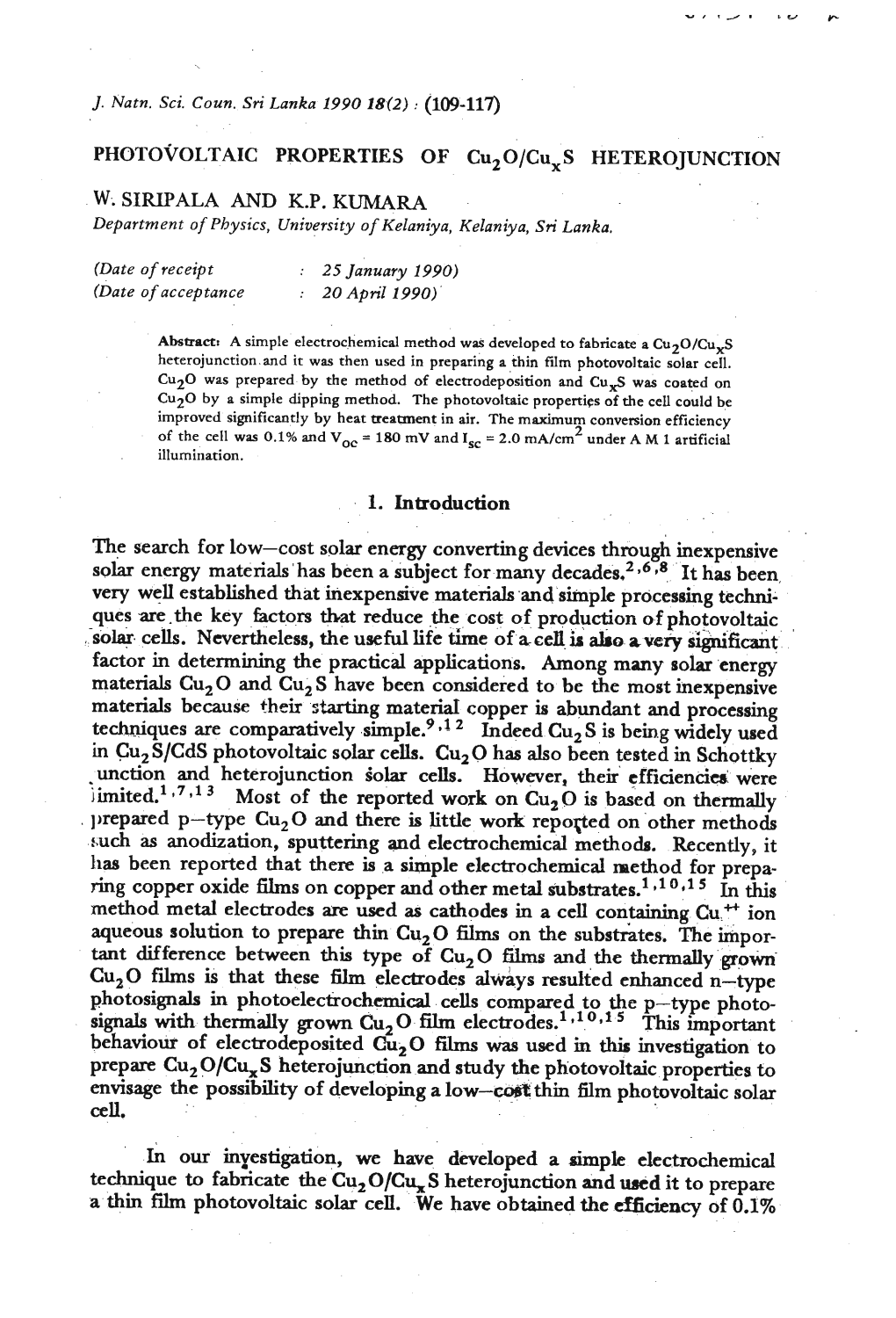# PHOTOVOLTAIC PROPERTIES OF $Cu_2O/Cu_xS$ HETEROJUNCTION

W. SIRIPALA AND K.P. KUMARA

*Department of Physics, University of Kelaniya, Kelaniya, Sri Lanka.*

*(Date of receipt* : *25 January 1990)*
*(Date of acceptance* : *20 April 1990)*

**Abstract:** A simple electrochemical method was developed to fabricate a $Cu_2O/Cu_xS$ heterojunction and it was then used in preparing a thin film photovoltaic solar cell. $Cu_2O$ was prepared by the method of electrodeposition and $Cu_xS$ was coated on $Cu_2O$ by a simple dipping method. The photovoltaic properties of the cell could be improved significantly by heat treatment in air. The maximum conversion efficiency of the cell was 0.1% and $V_{oc}$ = 180 mV and $I_{sc}$ = 2.0 mA/cm$^2$ under A M 1 artificial illumination.

## 1. Introduction

The search for low–cost solar energy converting devices through inexpensive solar energy materials has been a subject for many decades.[2,6,8] It has been very well established that inexpensive materials and simple processing techniques are the key factors that reduce the cost of production of photovoltaic solar cells. Nevertheless, the useful life time of a cell is also a very significant factor in determining the practical applications. Among many solar energy materials $Cu_2O$ and $Cu_2S$ have been considered to be the most inexpensive materials because their starting material copper is abundant and processing techniques are comparatively simple.[9,12] Indeed $Cu_2S$ is being widely used in $Cu_2S$/CdS photovoltaic solar cells. $Cu_2O$ has also been tested in Schottky junction and heterojunction solar cells. However, their efficiencies were limited.[1,7,13] Most of the reported work on $Cu_2O$ is based on thermally prepared p–type $Cu_2O$ and there is little work reported on other methods such as anodization, sputtering and electrochemical methods. Recently, it has been reported that there is a simple electrochemical method for preparing copper oxide films on copper and other metal substrates.[1,10,15] In this method metal electrodes are used as cathodes in a cell containing $Cu^{++}$ ion aqueous solution to prepare thin $Cu_2O$ films on the substrates. The important difference between this type of $Cu_2O$ films and the thermally grown $Cu_2O$ films is that these film electrodes always resulted enhanced n–type photosignals in photoelectrochemical cells compared to the p–type photosignals with thermally grown $Cu_2O$ film electrodes.[1,10,15] This important behaviour of electrodeposited $Cu_2O$ films was used in this investigation to prepare $Cu_2O/Cu_xS$ heterojunction and study the photovoltaic properties to envisage the possibility of developing a low–cost thin film photovoltaic solar cell.

In our investigation, we have developed a simple electrochemical technique to fabricate the $Cu_2O/Cu_xS$ heterojunction and used it to prepare a thin film photovoltaic solar cell. We have obtained the efficiency of 0.1%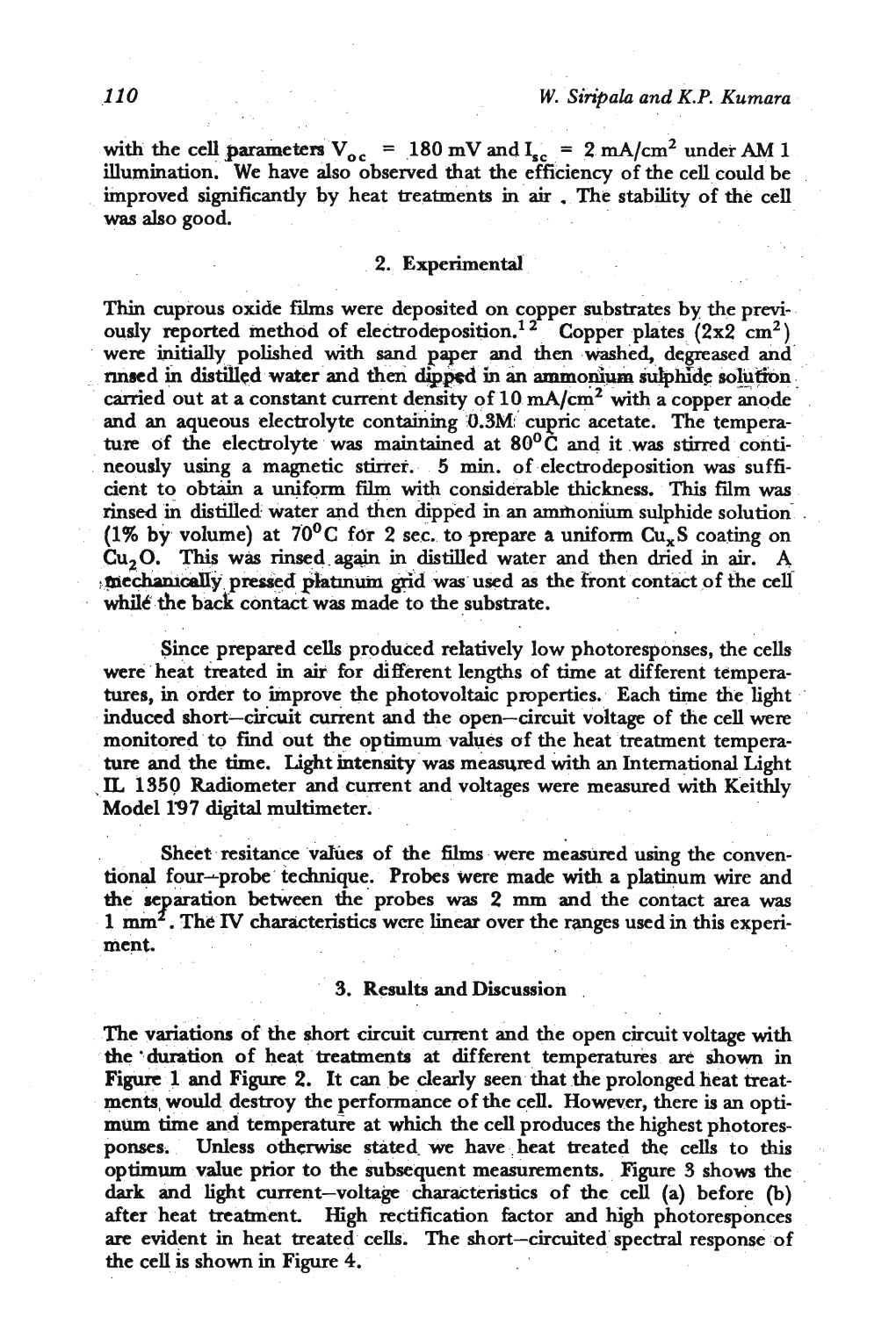with the cell parameters $V_{oc}$ = 180 mV and $I_{sc}$ = 2 mA/cm$^2$ under AM 1 illumination. We have also observed that the efficiency of the cell could be improved significantly by heat treatments in air . The stability of the cell was also good.

## 2. Experimental

Thin cuprous oxide films were deposited on copper substrates by the previously reported method of electrodeposition.[1,2] Copper plates (2x2 cm$^2$) were initially polished with sand paper and then washed, degreased and rinsed in distilled water and then dipped in an ammonium sulphide solution carried out at a constant current density of 10 mA/cm$^2$ with a copper anode and an aqueous electrolyte containing 0.3M cupric acetate. The temperature of the electrolyte was maintained at 80$^0$C and it was stirred contineously using a magnetic stirrer. 5 min. of electrodeposition was sufficient to obtain a uniform film with considerable thickness. This film was rinsed in distilled water and then dipped in an ammonium sulphide solution (1% by volume) at 70$^0$C for 2 sec. to prepare a uniform $Cu_xS$ coating on $Cu_2O$. This was rinsed again in distilled water and then dried in air. A mechanically pressed platinum grid was used as the front contact of the cell while the back contact was made to the substrate.

Since prepared cells produced relatively low photoresponses, the cells were heat treated in air for different lengths of time at different temperatures, in order to improve the photovoltaic properties. Each time the light induced short–circuit current and the open–circuit voltage of the cell were monitored to find out the optimum values of the heat treatment temperature and the time. Light intensity was measured with an International Light IL 1350 Radiometer and current and voltages were measured with Keithly Model 197 digital multimeter.

Sheet resitance values of the films were measured using the conventional four–probe technique. Probes were made with a platinum wire and the separation between the probes was 2 mm and the contact area was 1 mm$^2$. The IV characteristics were linear over the ranges used in this experiment.

## 3. Results and Discussion

The variations of the short circuit current and the open circuit voltage with the duration of heat treatments at different temperatures are shown in Figure 1 and Figure 2. It can be clearly seen that the prolonged heat treatments would destroy the performance of the cell. However, there is an optimum time and temperature at which the cell produces the highest photoresponses. Unless otherwise stated we have heat treated the cells to this optimum value prior to the subsequent measurements. Figure 3 shows the dark and light current–voltage characteristics of the cell (a) before (b) after heat treatment. High rectification factor and high photoresponces are evident in heat treated cells. The short–circuited spectral response of the cell is shown in Figure 4.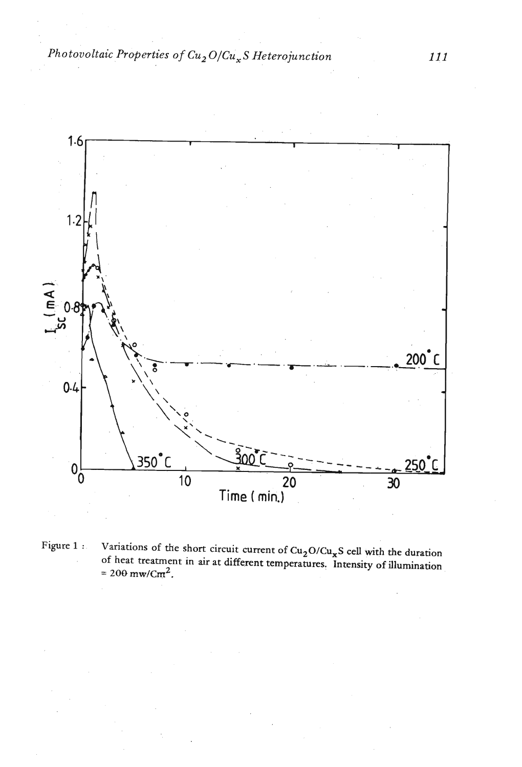Figure 1 : Variations of the short circuit current of $Cu_2O/Cu_xS$ cell with the duration of heat treatment in air at different temperatures. Intensity of illumination = 200 mw/Cm$^2$.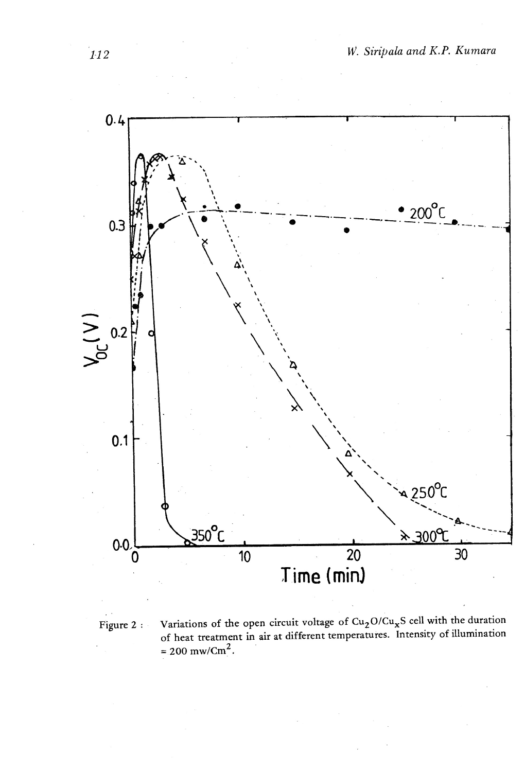Figure 2 : Variations of the open circuit voltage of $Cu_2O/Cu_xS$ cell with the duration of heat treatment in air at different temperatures. Intensity of illumination = 200 mw/$Cm^2$.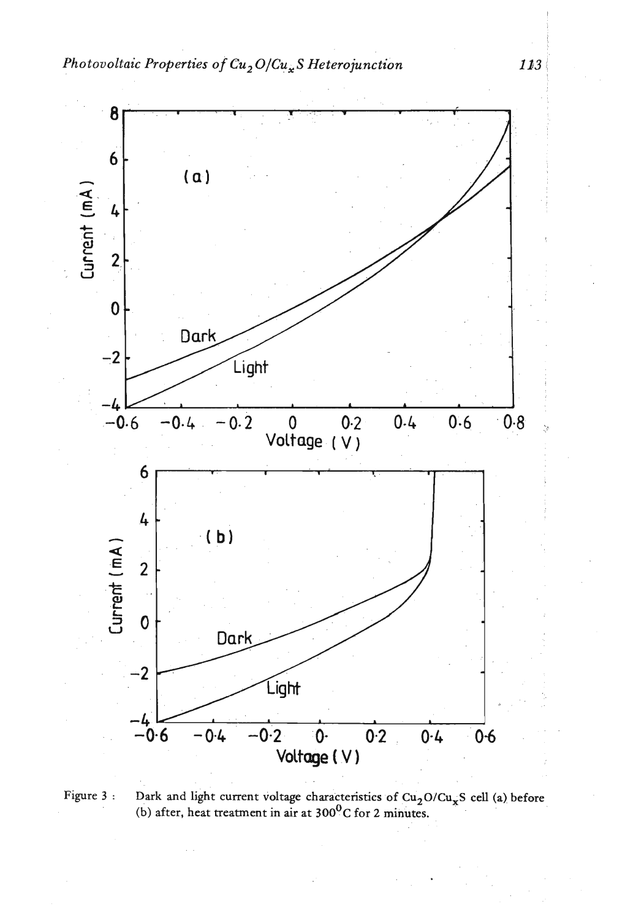Figure 3 : Dark and light current voltage characteristics of $Cu_2O/Cu_xS$ cell (a) before (b) after, heat treatment in air at $300^0C$ for 2 minutes.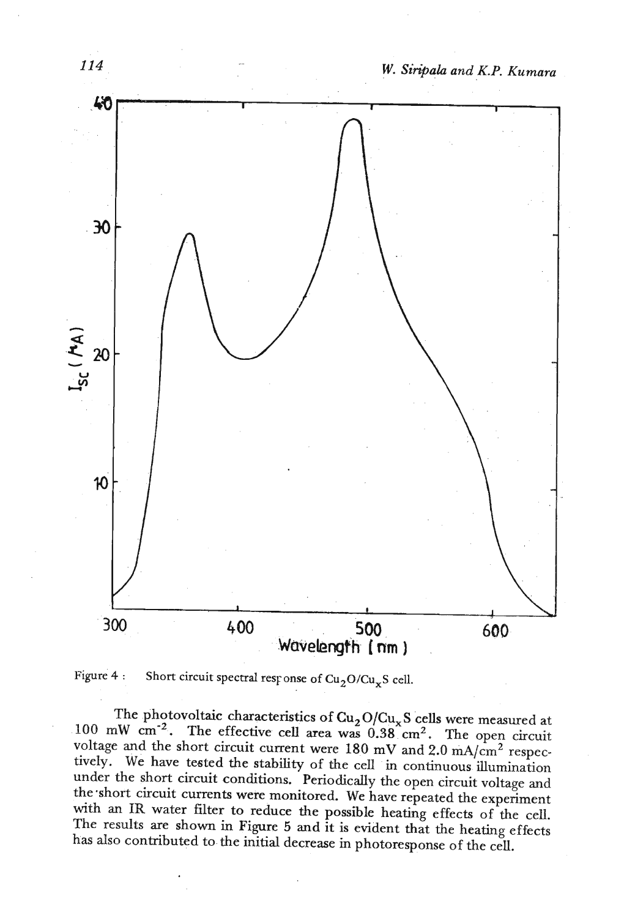Figure 4 : Short circuit spectral response of $Cu_2O/Cu_xS$ cell.

The photovoltaic characteristics of $Cu_2O/Cu_xS$ cells were measured at 100 mW $cm^{-2}$. The effective cell area was 0.38 $cm^2$. The open circuit voltage and the short circuit current were 180 mV and 2.0 mA/$cm^2$ respectively. We have tested the stability of the cell in continuous illumination under the short circuit conditions. Periodically the open circuit voltage and the short circuit currents were monitored. We have repeated the experiment with an IR water filter to reduce the possible heating effects of the cell. The results are shown in Figure 5 and it is evident that the heating effects has also contributed to the initial decrease in photoresponse of the cell.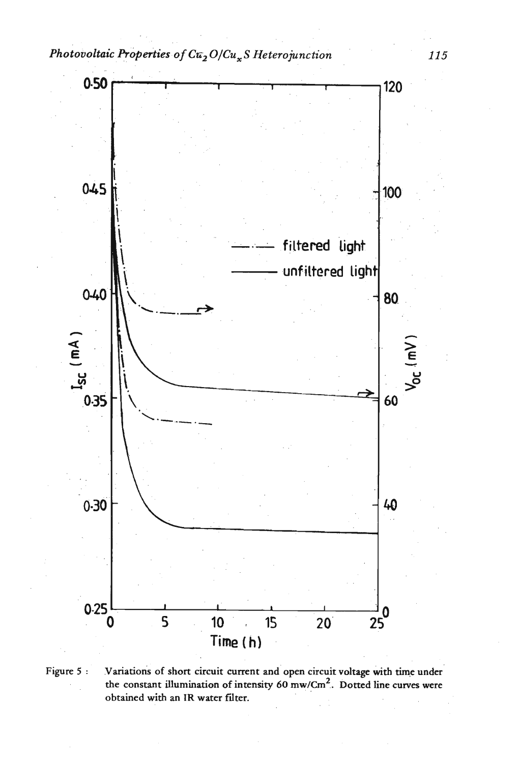Figure 5 : Variations of short circuit current and open circuit voltage with time under the constant illumination of intensity 60 mw/Cm$^2$. Dotted line curves were obtained with an IR water filter.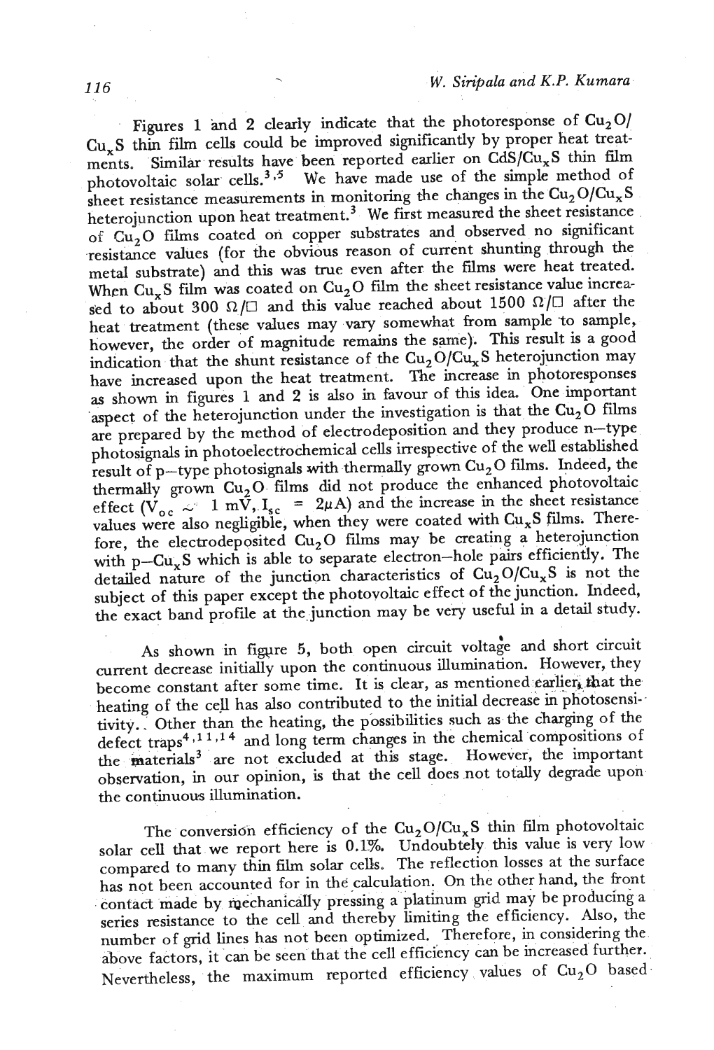Figures 1 and 2 clearly indicate that the photoresponse of $Cu_2O$/ $Cu_xS$ thin film cells could be improved significantly by proper heat treatments. Similar results have been reported earlier on CdS/$Cu_xS$ thin film photovoltaic solar cells.[3,5] We have made use of the simple method of sheet resistance measurements in monitoring the changes in the $Cu_2O$/$Cu_xS$ heterojunction upon heat treatment.[3] We first measured the sheet resistance of $Cu_2O$ films coated on copper substrates and observed no significant resistance values (for the obvious reason of current shunting through the metal substrate) and this was true even after the films were heat treated. When $Cu_xS$ film was coated on $Cu_2O$ film the sheet resistance value increased to about 300 $\Omega/\square$ and this value reached about 1500 $\Omega/\square$ after the heat treatment (these values may vary somewhat from sample to sample, however, the order of magnitude remains the same). This result is a good indication that the shunt resistance of the $Cu_2O$/$Cu_xS$ heterojunction may have increased upon the heat treatment. The increase in photoresponses as shown in figures 1 and 2 is also in favour of this idea. One important aspect of the heterojunction under the investigation is that the $Cu_2O$ films are prepared by the method of electrodeposition and they produce n–type photosignals in photoelectrochemical cells irrespective of the well established result of p–type photosignals with thermally grown $Cu_2O$ films. Indeed, the thermally grown $Cu_2O$ films did not produce the enhanced photovoltaic effect ($V_{oc} \sim 1$ mV, $I_{sc} = 2\mu$A) and the increase in the sheet resistance values were also negligible, when they were coated with $Cu_xS$ films. Therefore, the electrodeposited $Cu_2O$ films may be creating a heterojunction with p–$Cu_xS$ which is able to separate electron–hole pairs efficiently. The detailed nature of the junction characteristics of $Cu_2O$/$Cu_xS$ is not the subject of this paper except the photovoltaic effect of the junction. Indeed, the exact band profile at the junction may be very useful in a detail study.

As shown in figure 5, both open circuit voltage and short circuit current decrease initially upon the continuous illumination. However, they become constant after some time. It is clear, as mentioned earlier, that the heating of the cell has also contributed to the initial decrease in photosensitivity. Other than the heating, the possibilities such as the charging of the defect traps[4,11,14] and long term changes in the chemical compositions of the materials[3] are not excluded at this stage. However, the important observation, in our opinion, is that the cell does not totally degrade upon the continuous illumination.

The conversion efficiency of the $Cu_2O$/$Cu_xS$ thin film photovoltaic solar cell that we report here is 0.1%. Undoubtely this value is very low compared to many thin film solar cells. The reflection losses at the surface has not been accounted for in the calculation. On the other hand, the front contact made by mechanically pressing a platinum grid may be producing a series resistance to the cell and thereby limiting the efficiency. Also, the number of grid lines has not been optimized. Therefore, in considering the above factors, it can be seen that the cell efficiency can be increased further. Nevertheless, the maximum reported efficiency values of $Cu_2O$ based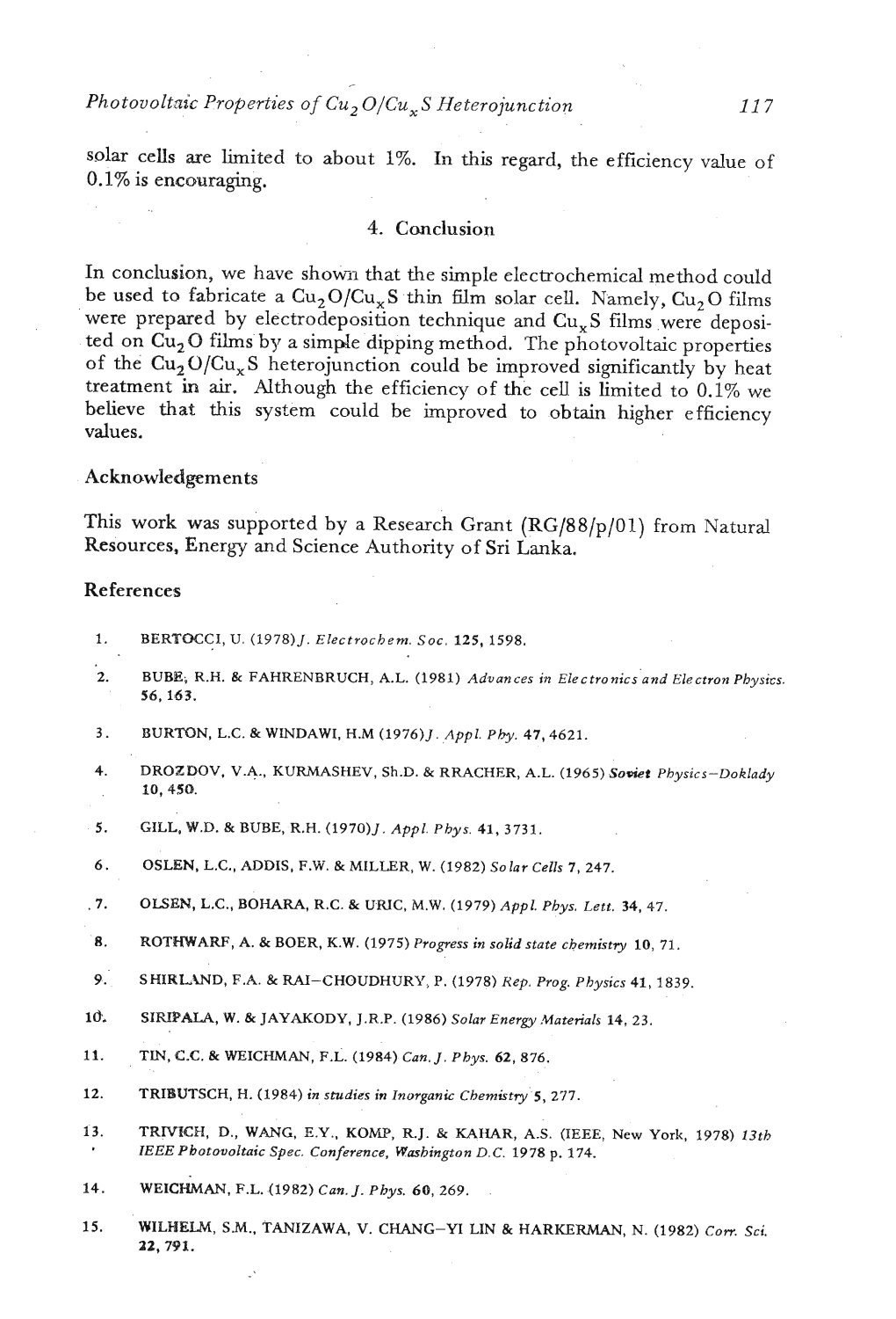solar cells are limited to about 1%. In this regard, the efficiency value of 0.1% is encouraging.

## 4. Conclusion

In conclusion, we have shown that the simple electrochemical method could be used to fabricate a $Cu_2O/Cu_xS$ thin film solar cell. Namely, $Cu_2O$ films were prepared by electrodeposition technique and $Cu_xS$ films were deposited on $Cu_2O$ films by a simple dipping method. The photovoltaic properties of the $Cu_2O/Cu_xS$ heterojunction could be improved significantly by heat treatment in air. Although the efficiency of the cell is limited to 0.1% we believe that this system could be improved to obtain higher efficiency values.

## Acknowledgements

This work was supported by a Research Grant (RG/88/p/01) from Natural Resources, Energy and Science Authority of Sri Lanka.

## References

1. BERTOCCI, U. (1978) *J. Electrochem. Soc.* **125**, 1598.
2. BUBE, R.H. & FAHRENBRUCH, A.L. (1981) *Advances in Electronics and Electron Physics.* **56**, 163.
3. BURTON, L.C. & WINDAWI, H.M (1976) *J. Appl. Phy.* **47**, 4621.
4. DROZDOV, V.A., KURMASHEV, Sh.D. & RRACHER, A.L. (1965) *Soviet Physics–Doklady* **10**, 450.
5. GILL, W.D. & BUBE, R.H. (1970) *J. Appl. Phys.* **41**, 3731.
6. OSLEN, L.C., ADDIS, F.W. & MILLER, W. (1982) *Solar Cells* **7**, 247.
7. OLSEN, L.C., BOHARA, R.C. & URIC, M.W. (1979) *Appl. Phys. Lett.* **34**, 47.
8. ROTHWARF, A. & BOER, K.W. (1975) *Progress in solid state chemistry* **10**, 71.
9. SHIRLAND, F.A. & RAI–CHOUDHURY, P. (1978) *Rep. Prog. Physics* **41**, 1839.
10. SIRIPALA, W. & JAYAKODY, J.R.P. (1986) *Solar Energy Materials* **14**, 23.
11. TIN, C.C. & WEICHMAN, F.L. (1984) *Can. J. Phys.* **62**, 876.
12. TRIBUTSCH, H. (1984) *in studies in Inorganic Chemistry* **5**, 277.
13. TRIVICH, D., WANG, E.Y., KOMP, R.J. & KAHAR, A.S. (IEEE, New York, 1978) *13th IEEE Photovoltaic Spec. Conference, Washington D.C.* 1978 p. 174.
14. WEICHMAN, F.L. (1982) *Can. J. Phys.* **60**, 269.
15. WILHELM, S.M., TANIZAWA, V. CHANG–YI LIN & HARKERMAN, N. (1982) *Corr. Sci.* **22**, 791.